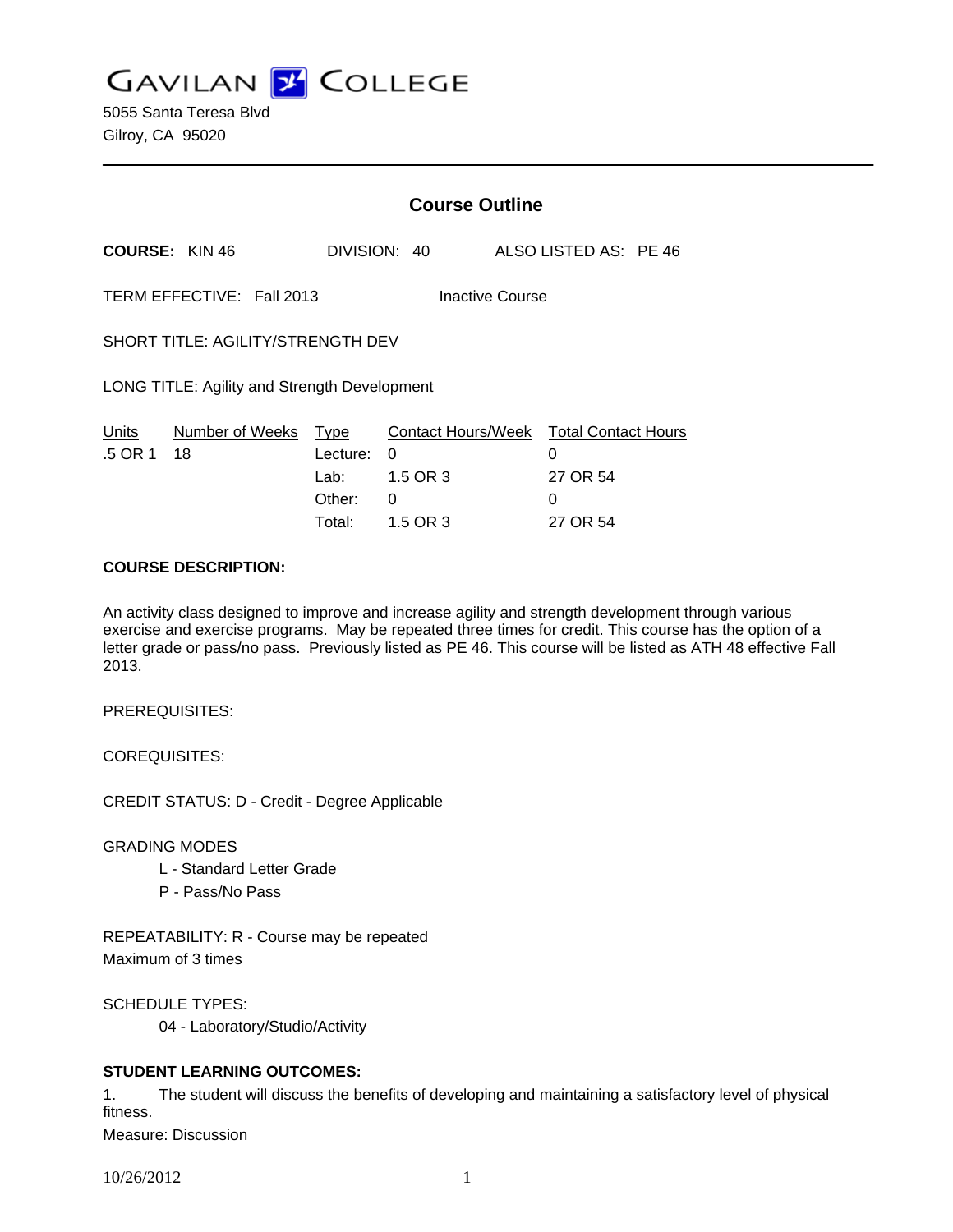# GAVILAN COLLEGE

5055 Santa Teresa Blvd
Gilroy, CA 95020

---

## Course Outline

**COURSE:** KIN 46 DIVISION: 40 ALSO LISTED AS: PE 46

TERM EFFECTIVE: Fall 2013 Inactive Course

SHORT TITLE: AGILITY/STRENGTH DEV

LONG TITLE: Agility and Strength Development

| Units | Number of Weeks | Type | Contact Hours/Week | Total Contact Hours |
|---|---|---|---|---|
| .5 OR 1 | 18 | Lecture: | 0 | 0 |
| | | Lab: | 1.5 OR 3 | 27 OR 54 |
| | | Other: | 0 | 0 |
| | | Total: | 1.5 OR 3 | 27 OR 54 |

**COURSE DESCRIPTION:**

An activity class designed to improve and increase agility and strength development through various exercise and exercise programs. May be repeated three times for credit. This course has the option of a letter grade or pass/no pass. Previously listed as PE 46. This course will be listed as ATH 48 effective Fall 2013.

PREREQUISITES:

COREQUISITES:

CREDIT STATUS: D - Credit - Degree Applicable

GRADING MODES
- L - Standard Letter Grade
- P - Pass/No Pass

REPEATABILITY: R - Course may be repeated
Maximum of 3 times

SCHEDULE TYPES:
- 04 - Laboratory/Studio/Activity

**STUDENT LEARNING OUTCOMES:**

1. The student will discuss the benefits of developing and maintaining a satisfactory level of physical fitness.
Measure: Discussion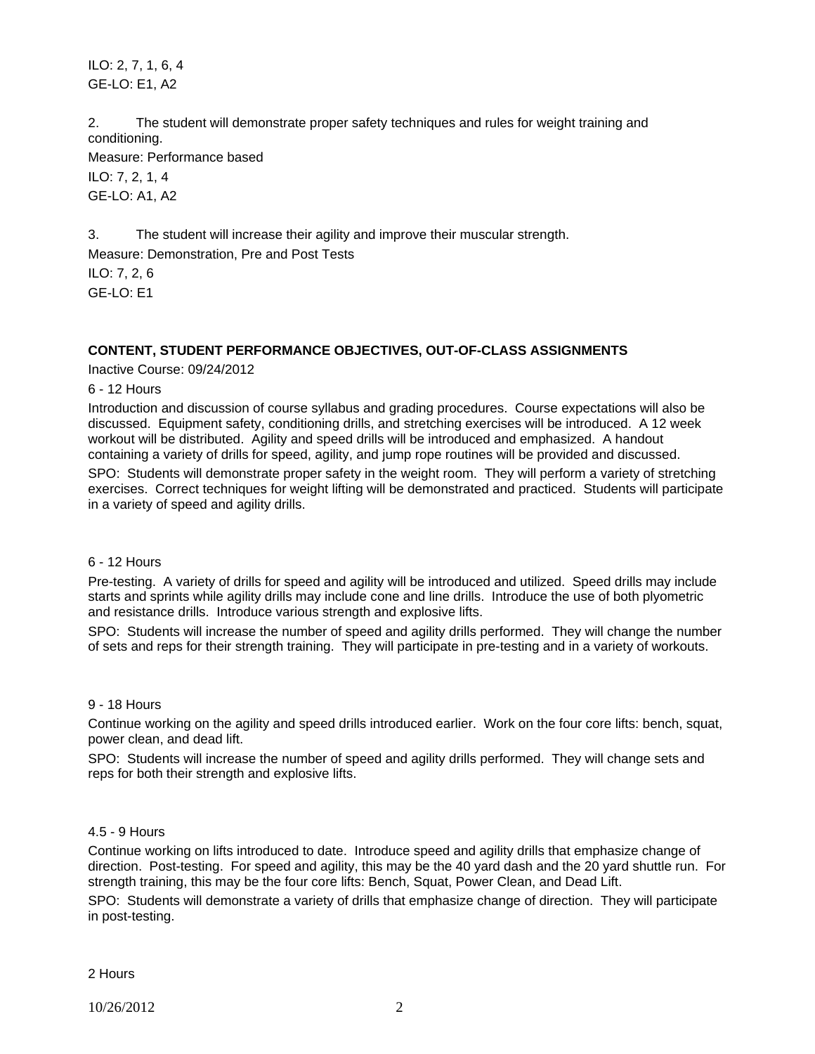ILO: 2, 7, 1, 6, 4
GE-LO: E1, A2

2. The student will demonstrate proper safety techniques and rules for weight training and conditioning.
Measure: Performance based
ILO: 7, 2, 1, 4
GE-LO: A1, A2

3. The student will increase their agility and improve their muscular strength.
Measure: Demonstration, Pre and Post Tests
ILO: 7, 2, 6
GE-LO: E1

**CONTENT, STUDENT PERFORMANCE OBJECTIVES, OUT-OF-CLASS ASSIGNMENTS**

Inactive Course: 09/24/2012

6 - 12 Hours

Introduction and discussion of course syllabus and grading procedures. Course expectations will also be discussed. Equipment safety, conditioning drills, and stretching exercises will be introduced. A 12 week workout will be distributed. Agility and speed drills will be introduced and emphasized. A handout containing a variety of drills for speed, agility, and jump rope routines will be provided and discussed.

SPO: Students will demonstrate proper safety in the weight room. They will perform a variety of stretching exercises. Correct techniques for weight lifting will be demonstrated and practiced. Students will participate in a variety of speed and agility drills.

6 - 12 Hours

Pre-testing. A variety of drills for speed and agility will be introduced and utilized. Speed drills may include starts and sprints while agility drills may include cone and line drills. Introduce the use of both plyometric and resistance drills. Introduce various strength and explosive lifts.

SPO: Students will increase the number of speed and agility drills performed. They will change the number of sets and reps for their strength training. They will participate in pre-testing and in a variety of workouts.

9 - 18 Hours

Continue working on the agility and speed drills introduced earlier. Work on the four core lifts: bench, squat, power clean, and dead lift.

SPO: Students will increase the number of speed and agility drills performed. They will change sets and reps for both their strength and explosive lifts.

4.5 - 9 Hours

Continue working on lifts introduced to date. Introduce speed and agility drills that emphasize change of direction. Post-testing. For speed and agility, this may be the 40 yard dash and the 20 yard shuttle run. For strength training, this may be the four core lifts: Bench, Squat, Power Clean, and Dead Lift.

SPO: Students will demonstrate a variety of drills that emphasize change of direction. They will participate in post-testing.

2 Hours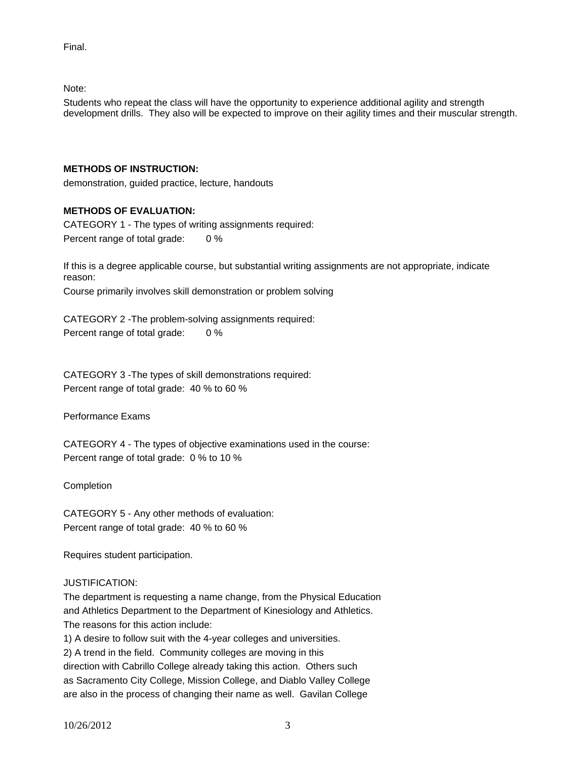Final.

Note:

Students who repeat the class will have the opportunity to experience additional agility and strength development drills. They also will be expected to improve on their agility times and their muscular strength.

**METHODS OF INSTRUCTION:**

demonstration, guided practice, lecture, handouts

**METHODS OF EVALUATION:**

CATEGORY 1 - The types of writing assignments required:
Percent range of total grade: 0 %

If this is a degree applicable course, but substantial writing assignments are not appropriate, indicate reason:
Course primarily involves skill demonstration or problem solving

CATEGORY 2 -The problem-solving assignments required:
Percent range of total grade: 0 %

CATEGORY 3 -The types of skill demonstrations required:
Percent range of total grade: 40 % to 60 %

Performance Exams

CATEGORY 4 - The types of objective examinations used in the course:
Percent range of total grade: 0 % to 10 %

Completion

CATEGORY 5 - Any other methods of evaluation:
Percent range of total grade: 40 % to 60 %

Requires student participation.

JUSTIFICATION:

The department is requesting a name change, from the Physical Education and Athletics Department to the Department of Kinesiology and Athletics. The reasons for this action include:

1) A desire to follow suit with the 4-year colleges and universities.
2) A trend in the field. Community colleges are moving in this direction with Cabrillo College already taking this action. Others such as Sacramento City College, Mission College, and Diablo Valley College are also in the process of changing their name as well. Gavilan College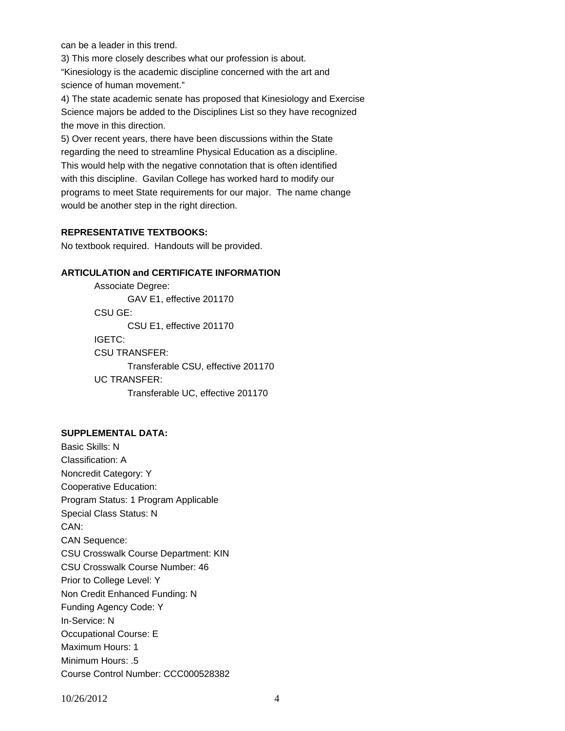can be a leader in this trend.

3) This more closely describes what our profession is about. "Kinesiology is the academic discipline concerned with the art and science of human movement."

4) The state academic senate has proposed that Kinesiology and Exercise Science majors be added to the Disciplines List so they have recognized the move in this direction.

5) Over recent years, there have been discussions within the State regarding the need to streamline Physical Education as a discipline. This would help with the negative connotation that is often identified with this discipline. Gavilan College has worked hard to modify our programs to meet State requirements for our major. The name change would be another step in the right direction.

**REPRESENTATIVE TEXTBOOKS:**

No textbook required. Handouts will be provided.

**ARTICULATION and CERTIFICATE INFORMATION**

Associate Degree:
    GAV E1, effective 201170
CSU GE:
    CSU E1, effective 201170
IGETC:
CSU TRANSFER:
    Transferable CSU, effective 201170
UC TRANSFER:
    Transferable UC, effective 201170

**SUPPLEMENTAL DATA:**

Basic Skills: N
Classification: A
Noncredit Category: Y
Cooperative Education:
Program Status: 1 Program Applicable
Special Class Status: N
CAN:
CAN Sequence:
CSU Crosswalk Course Department: KIN
CSU Crosswalk Course Number: 46
Prior to College Level: Y
Non Credit Enhanced Funding: N
Funding Agency Code: Y
In-Service: N
Occupational Course: E
Maximum Hours: 1
Minimum Hours: .5
Course Control Number: CCC000528382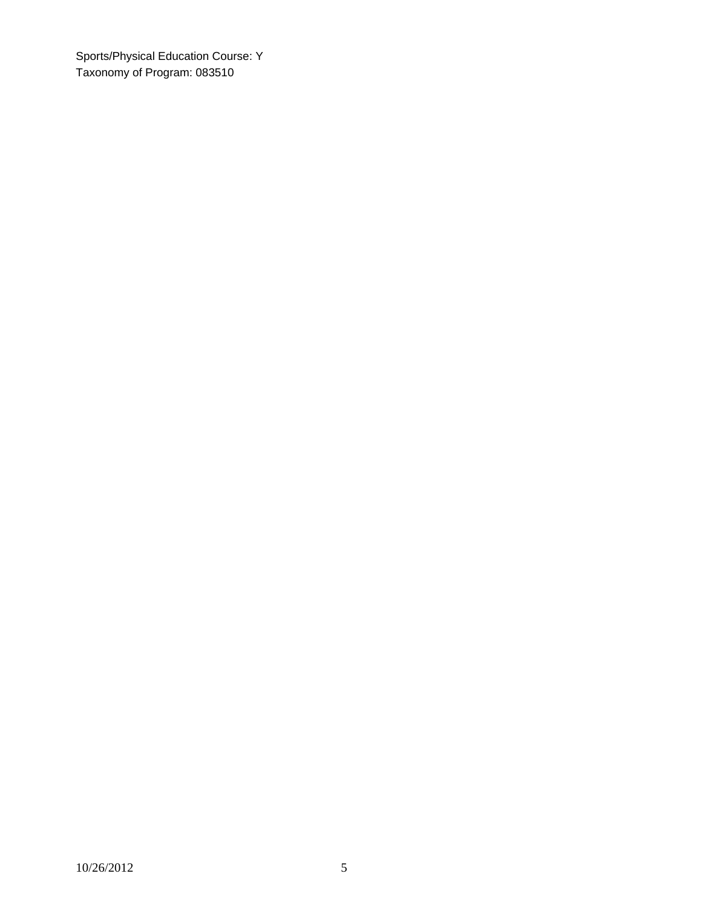Sports/Physical Education Course: Y
Taxonomy of Program: 083510